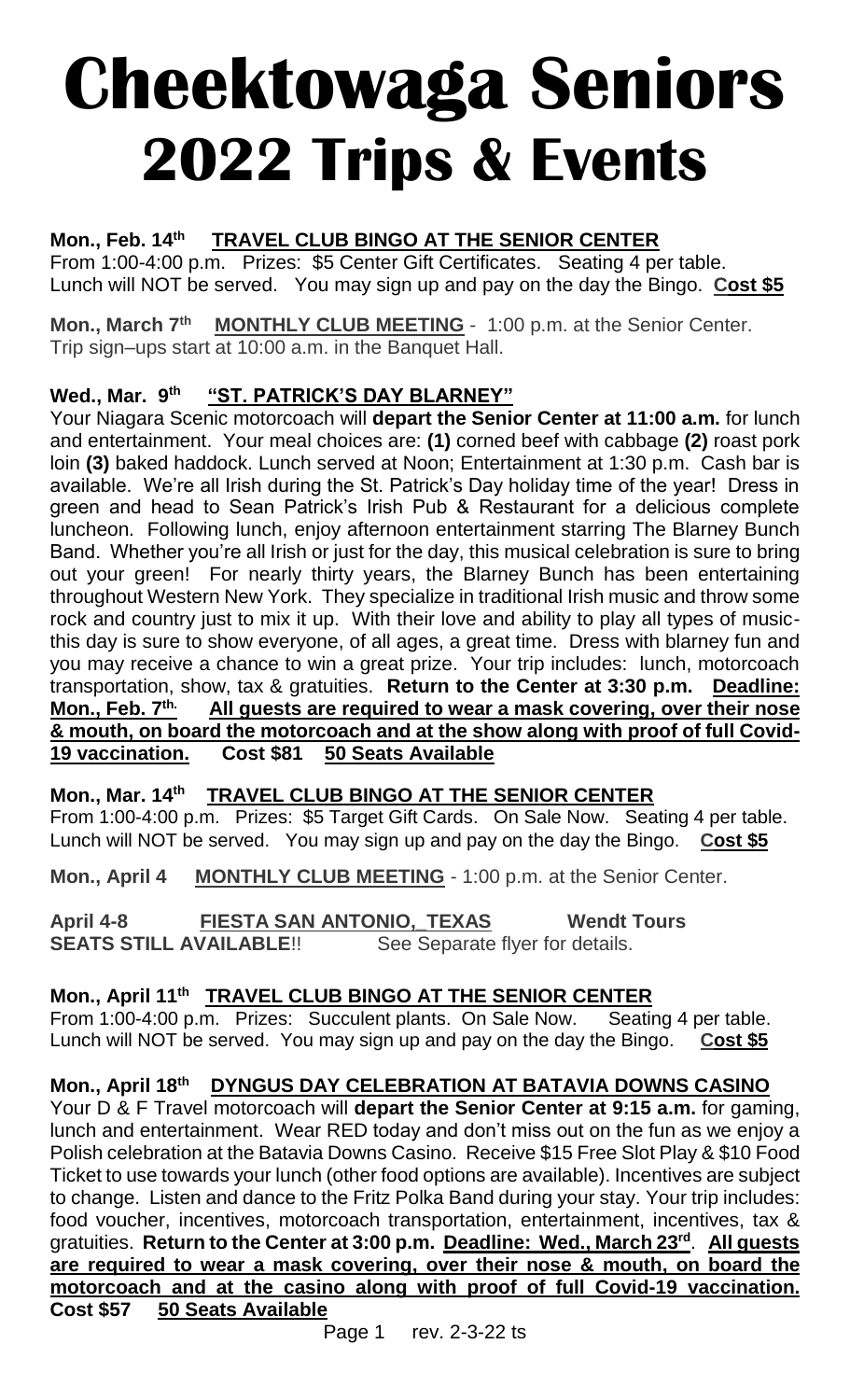# Cheektowaga Seniors 2022 Trips & Events

**Mon., Feb. 14th <u>TRAVEL CLUB BINGO AT THE SENIOR CENTER</u>**
From 1:00-4:00 p.m. Prizes: $5 Center Gift Certificates. Seating 4 per table. Lunch will NOT be served. You may sign up and pay on the day the Bingo. **<u>Cost $5</u>**

**Mon., March 7th** **<u>MONTHLY CLUB MEETING</u>** - 1:00 p.m. at the Senior Center. Trip sign–ups start at 10:00 a.m. in the Banquet Hall.

**Wed., Mar. 9th <u>"ST. PATRICK'S DAY BLARNEY"</u>**
Your Niagara Scenic motorcoach will **depart the Senior Center at 11:00 a.m.** for lunch and entertainment. Your meal choices are: **(1)** corned beef with cabbage **(2)** roast pork loin **(3)** baked haddock. Lunch served at Noon; Entertainment at 1:30 p.m. Cash bar is available. We're all Irish during the St. Patrick's Day holiday time of the year! Dress in green and head to Sean Patrick's Irish Pub & Restaurant for a delicious complete luncheon. Following lunch, enjoy afternoon entertainment starring The Blarney Bunch Band. Whether you're all Irish or just for the day, this musical celebration is sure to bring out your green! For nearly thirty years, the Blarney Bunch has been entertaining throughout Western New York. They specialize in traditional Irish music and throw some rock and country just to mix it up. With their love and ability to play all types of music-this day is sure to show everyone, of all ages, a great time. Dress with blarney fun and you may receive a chance to win a great prize. Your trip includes: lunch, motorcoach transportation, show, tax & gratuities. **Return to the Center at 3:30 p.m. <u>Deadline: Mon., Feb. 7th.</u> <u>All guests are required to wear a mask covering, over their nose & mouth, on board the motorcoach and at the show along with proof of full Covid-19 vaccination.</u> Cost $81 <u>50 Seats Available</u>**

**Mon., Mar. 14th <u>TRAVEL CLUB BINGO AT THE SENIOR CENTER</u>**
From 1:00-4:00 p.m. Prizes: $5 Target Gift Cards. On Sale Now. Seating 4 per table. Lunch will NOT be served. You may sign up and pay on the day the Bingo. **<u>Cost $5</u>**

**Mon., April 4** **<u>MONTHLY CLUB MEETING</u>** - 1:00 p.m. at the Senior Center.

**April 4-8 <u>FIESTA SAN ANTONIO, TEXAS</u> Wendt Tours**
**SEATS STILL AVAILABLE!!** See Separate flyer for details.

**Mon., April 11th <u>TRAVEL CLUB BINGO AT THE SENIOR CENTER</u>**
From 1:00-4:00 p.m. Prizes: Succulent plants. On Sale Now. Seating 4 per table. Lunch will NOT be served. You may sign up and pay on the day the Bingo. **<u>Cost $5</u>**

**Mon., April 18th <u>DYNGUS DAY CELEBRATION AT BATAVIA DOWNS CASINO</u>**
Your D & F Travel motorcoach will **depart the Senior Center at 9:15 a.m.** for gaming, lunch and entertainment. Wear RED today and don't miss out on the fun as we enjoy a Polish celebration at the Batavia Downs Casino. Receive $15 Free Slot Play & $10 Food Ticket to use towards your lunch (other food options are available). Incentives are subject to change. Listen and dance to the Fritz Polka Band during your stay. Your trip includes: food voucher, incentives, motorcoach transportation, entertainment, incentives, tax & gratuities. **Return to the Center at 3:00 p.m. <u>Deadline: Wed., March 23rd</u>. <u>All guests are required to wear a mask covering, over their nose & mouth, on board the motorcoach and at the casino along with proof of full Covid-19 vaccination.</u> Cost $57 <u>50 Seats Available</u>**

rev. 2-3-22 ts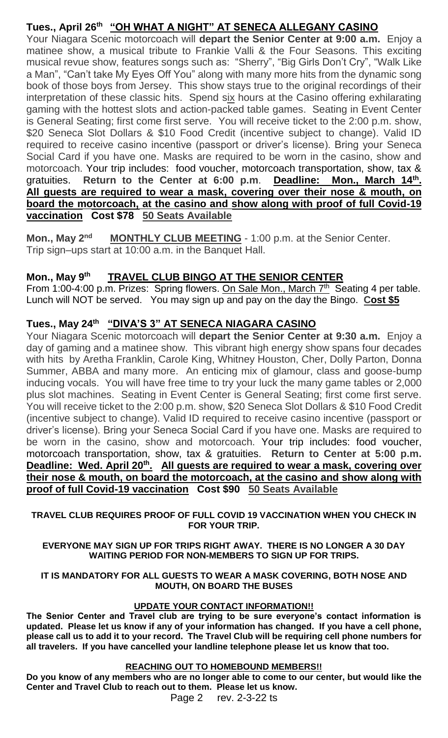## Tues., April 26th "OH WHAT A NIGHT" AT SENECA ALLEGANY CASINO

Your Niagara Scenic motorcoach will **depart the Senior Center at 9:00 a.m.** Enjoy a matinee show, a musical tribute to Frankie Valli & the Four Seasons. This exciting musical revue show, features songs such as: "Sherry", "Big Girls Don't Cry", "Walk Like a Man", "Can't take My Eyes Off You" along with many more hits from the dynamic song book of those boys from Jersey. This show stays true to the original recordings of their interpretation of these classic hits. Spend six hours at the Casino offering exhilarating gaming with the hottest slots and action-packed table games. Seating in Event Center is General Seating; first come first serve. You will receive ticket to the 2:00 p.m. show, $20 Seneca Slot Dollars & $10 Food Credit (incentive subject to change). Valid ID required to receive casino incentive (passport or driver's license). Bring your Seneca Social Card if you have one. Masks are required to be worn in the casino, show and motorcoach. Your trip includes: food voucher, motorcoach transportation, show, tax & gratuities. **Return to the Center at 6:00 p.m**. **Deadline: Mon., March 14th. All guests are required to wear a mask, covering over their nose & mouth, on board the motorcoach, at the casino and show along with proof of full Covid-19 vaccination Cost $78 50 Seats Available**

**Mon., May 2nd** **MONTHLY CLUB MEETING** - 1:00 p.m. at the Senior Center. Trip sign–ups start at 10:00 a.m. in the Banquet Hall.

## Mon., May 9th TRAVEL CLUB BINGO AT THE SENIOR CENTER

From 1:00-4:00 p.m. Prizes: Spring flowers. On Sale Mon., March 7th Seating 4 per table. Lunch will NOT be served. You may sign up and pay on the day the Bingo. **Cost $5**

## Tues., May 24th "DIVA'S 3" AT SENECA NIAGARA CASINO

Your Niagara Scenic motorcoach will **depart the Senior Center at 9:30 a.m.** Enjoy a day of gaming and a matinee show. This vibrant high energy show spans four decades with hits by Aretha Franklin, Carole King, Whitney Houston, Cher, Dolly Parton, Donna Summer, ABBA and many more. An enticing mix of glamour, class and goose-bump inducing vocals. You will have free time to try your luck the many game tables or 2,000 plus slot machines. Seating in Event Center is General Seating; first come first serve. You will receive ticket to the 2:00 p.m. show, $20 Seneca Slot Dollars & $10 Food Credit (incentive subject to change). Valid ID required to receive casino incentive (passport or driver's license). Bring your Seneca Social Card if you have one. Masks are required to be worn in the casino, show and motorcoach. Your trip includes: food voucher, motorcoach transportation, show, tax & gratuities. **Return to Center at 5:00 p.m. Deadline: Wed. April 20th. All guests are required to wear a mask, covering over their nose & mouth, on board the motorcoach, at the casino and show along with proof of full Covid-19 vaccination Cost $90 50 Seats Available**

**TRAVEL CLUB REQUIRES PROOF OF FULL COVID 19 VACCINATION WHEN YOU CHECK IN FOR YOUR TRIP.**

**EVERYONE MAY SIGN UP FOR TRIPS RIGHT AWAY. THERE IS NO LONGER A 30 DAY WAITING PERIOD FOR NON-MEMBERS TO SIGN UP FOR TRIPS.**

**IT IS MANDATORY FOR ALL GUESTS TO WEAR A MASK COVERING, BOTH NOSE AND MOUTH, ON BOARD THE BUSES**

### UPDATE YOUR CONTACT INFORMATION!!

**The Senior Center and Travel club are trying to be sure everyone's contact information is updated. Please let us know if any of your information has changed. If you have a cell phone, please call us to add it to your record. The Travel Club will be requiring cell phone numbers for all travelers. If you have cancelled your landline telephone please let us know that too.**

### REACHING OUT TO HOMEBOUND MEMBERS!!

**Do you know of any members who are no longer able to come to our center, but would like the Center and Travel Club to reach out to them. Please let us know.**

rev. 2-3-22 ts